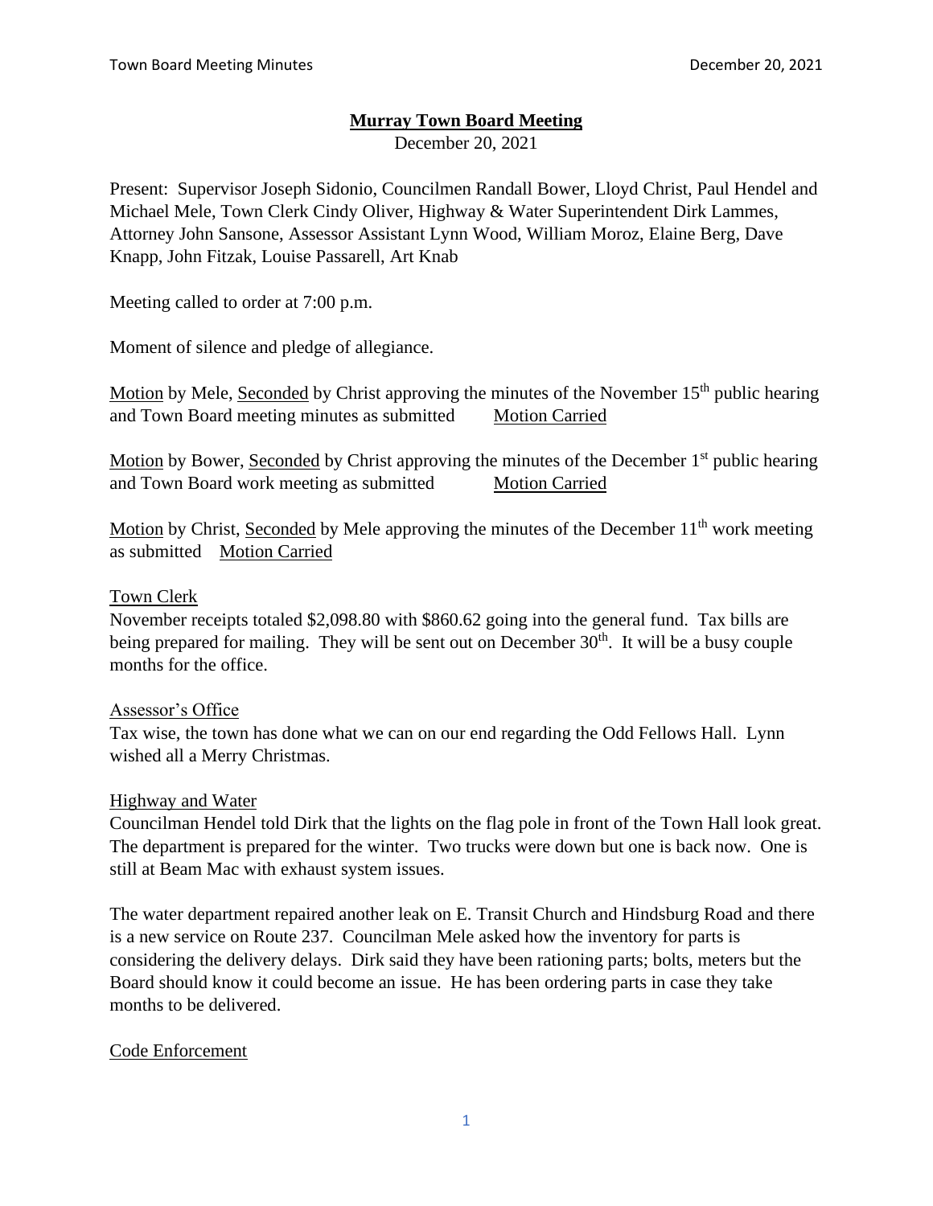# Murray Town Board Meeting

December 20, 2021

Present: Supervisor Joseph Sidonio, Councilmen Randall Bower, Lloyd Christ, Paul Hendel and Michael Mele, Town Clerk Cindy Oliver, Highway & Water Superintendent Dirk Lammes, Attorney John Sansone, Assessor Assistant Lynn Wood, William Moroz, Elaine Berg, Dave Knapp, John Fitzak, Louise Passarell, Art Knab

Meeting called to order at 7:00 p.m.

Moment of silence and pledge of allegiance.

Motion by Mele, Seconded by Christ approving the minutes of the November 15th public hearing and Town Board meeting minutes as submitted Motion Carried

Motion by Bower, Seconded by Christ approving the minutes of the December 1st public hearing and Town Board work meeting as submitted Motion Carried

Motion by Christ, Seconded by Mele approving the minutes of the December 11th work meeting as submitted Motion Carried

## Town Clerk

November receipts totaled $2,098.80 with $860.62 going into the general fund. Tax bills are being prepared for mailing. They will be sent out on December 30th. It will be a busy couple months for the office.

## Assessor's Office

Tax wise, the town has done what we can on our end regarding the Odd Fellows Hall. Lynn wished all a Merry Christmas.

## Highway and Water

Councilman Hendel told Dirk that the lights on the flag pole in front of the Town Hall look great. The department is prepared for the winter. Two trucks were down but one is back now. One is still at Beam Mac with exhaust system issues.

The water department repaired another leak on E. Transit Church and Hindsburg Road and there is a new service on Route 237. Councilman Mele asked how the inventory for parts is considering the delivery delays. Dirk said they have been rationing parts; bolts, meters but the Board should know it could become an issue. He has been ordering parts in case they take months to be delivered.

## Code Enforcement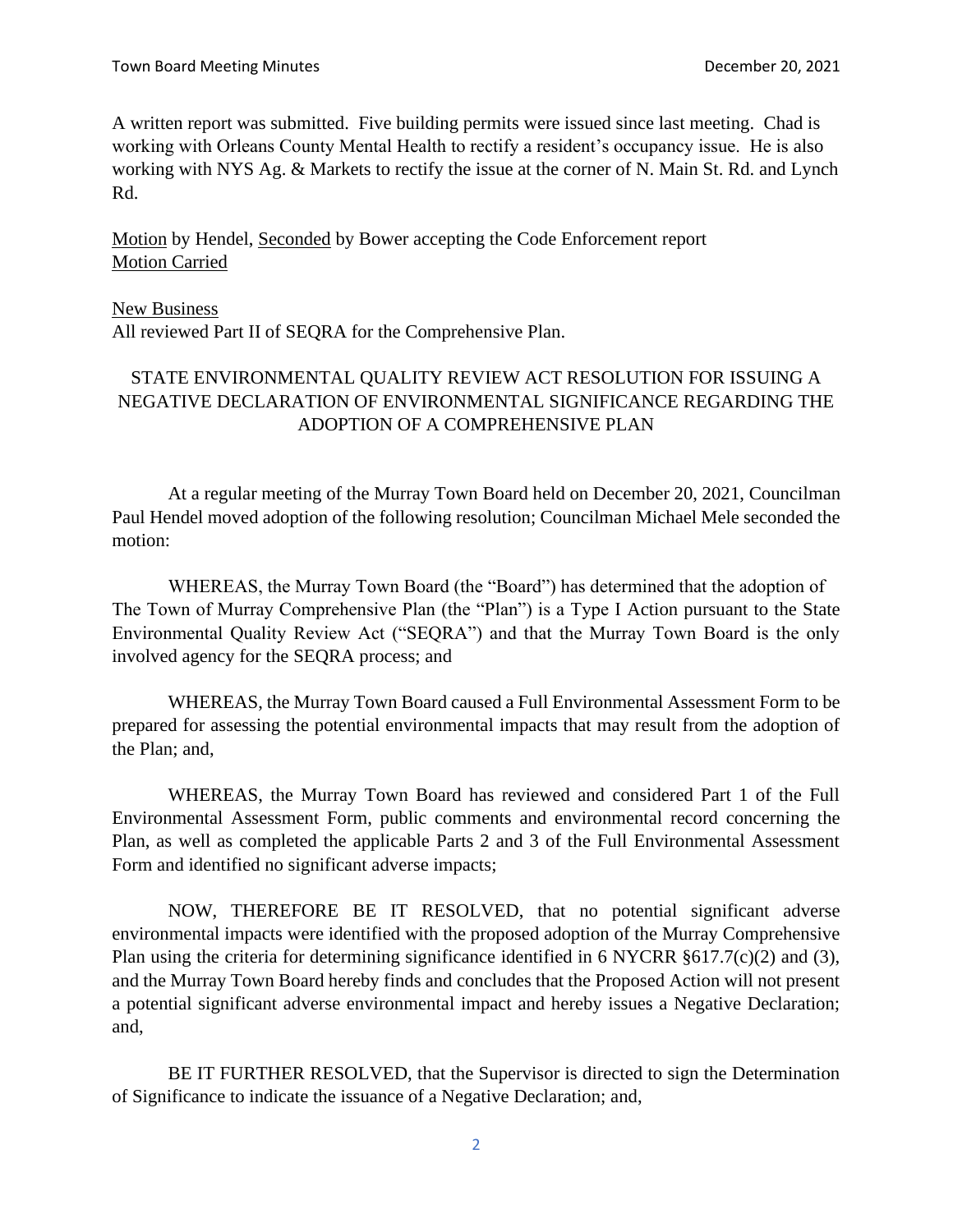A written report was submitted. Five building permits were issued since last meeting. Chad is working with Orleans County Mental Health to rectify a resident's occupancy issue. He is also working with NYS Ag. & Markets to rectify the issue at the corner of N. Main St. Rd. and Lynch Rd.

Motion by Hendel, Seconded by Bower accepting the Code Enforcement report
Motion Carried

New Business
All reviewed Part II of SEQRA for the Comprehensive Plan.

STATE ENVIRONMENTAL QUALITY REVIEW ACT RESOLUTION FOR ISSUING A NEGATIVE DECLARATION OF ENVIRONMENTAL SIGNIFICANCE REGARDING THE ADOPTION OF A COMPREHENSIVE PLAN

At a regular meeting of the Murray Town Board held on December 20, 2021, Councilman Paul Hendel moved adoption of the following resolution; Councilman Michael Mele seconded the motion:

WHEREAS, the Murray Town Board (the "Board") has determined that the adoption of The Town of Murray Comprehensive Plan (the "Plan") is a Type I Action pursuant to the State Environmental Quality Review Act ("SEQRA") and that the Murray Town Board is the only involved agency for the SEQRA process; and

WHEREAS, the Murray Town Board caused a Full Environmental Assessment Form to be prepared for assessing the potential environmental impacts that may result from the adoption of the Plan; and,

WHEREAS, the Murray Town Board has reviewed and considered Part 1 of the Full Environmental Assessment Form, public comments and environmental record concerning the Plan, as well as completed the applicable Parts 2 and 3 of the Full Environmental Assessment Form and identified no significant adverse impacts;

NOW, THEREFORE BE IT RESOLVED, that no potential significant adverse environmental impacts were identified with the proposed adoption of the Murray Comprehensive Plan using the criteria for determining significance identified in 6 NYCRR §617.7(c)(2) and (3), and the Murray Town Board hereby finds and concludes that the Proposed Action will not present a potential significant adverse environmental impact and hereby issues a Negative Declaration; and,

BE IT FURTHER RESOLVED, that the Supervisor is directed to sign the Determination of Significance to indicate the issuance of a Negative Declaration; and,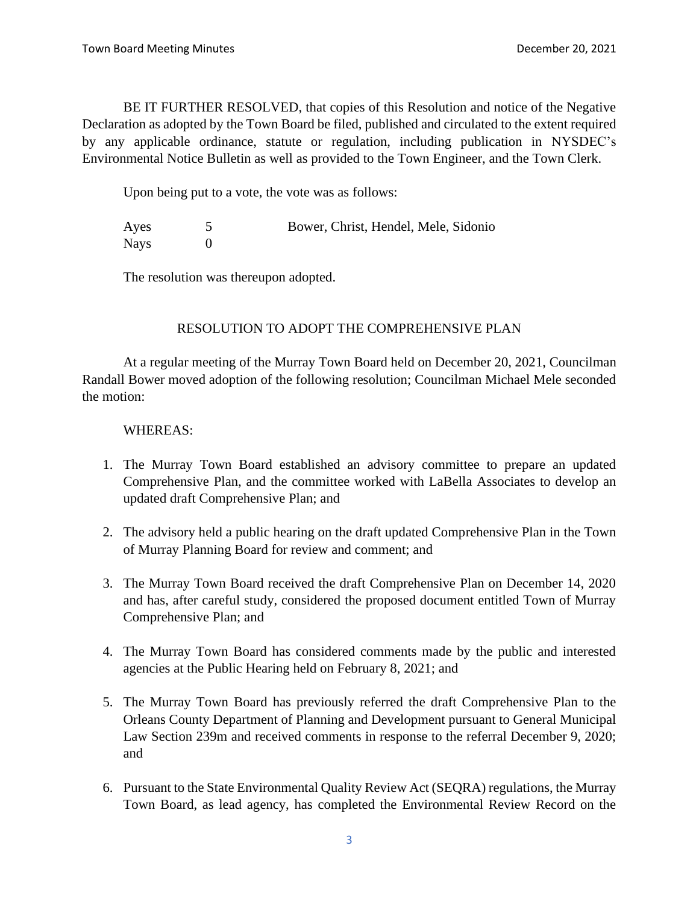BE IT FURTHER RESOLVED, that copies of this Resolution and notice of the Negative Declaration as adopted by the Town Board be filed, published and circulated to the extent required by any applicable ordinance, statute or regulation, including publication in NYSDEC's Environmental Notice Bulletin as well as provided to the Town Engineer, and the Town Clerk.

Upon being put to a vote, the vote was as follows:

| | | |
|---|---|---|
| Ayes | 5 | Bower, Christ, Hendel, Mele, Sidonio |
| Nays | 0 | |

The resolution was thereupon adopted.

## RESOLUTION TO ADOPT THE COMPREHENSIVE PLAN

At a regular meeting of the Murray Town Board held on December 20, 2021, Councilman Randall Bower moved adoption of the following resolution; Councilman Michael Mele seconded the motion:

WHEREAS:

1. The Murray Town Board established an advisory committee to prepare an updated Comprehensive Plan, and the committee worked with LaBella Associates to develop an updated draft Comprehensive Plan; and

2. The advisory held a public hearing on the draft updated Comprehensive Plan in the Town of Murray Planning Board for review and comment; and

3. The Murray Town Board received the draft Comprehensive Plan on December 14, 2020 and has, after careful study, considered the proposed document entitled Town of Murray Comprehensive Plan; and

4. The Murray Town Board has considered comments made by the public and interested agencies at the Public Hearing held on February 8, 2021; and

5. The Murray Town Board has previously referred the draft Comprehensive Plan to the Orleans County Department of Planning and Development pursuant to General Municipal Law Section 239m and received comments in response to the referral December 9, 2020; and

6. Pursuant to the State Environmental Quality Review Act (SEQRA) regulations, the Murray Town Board, as lead agency, has completed the Environmental Review Record on the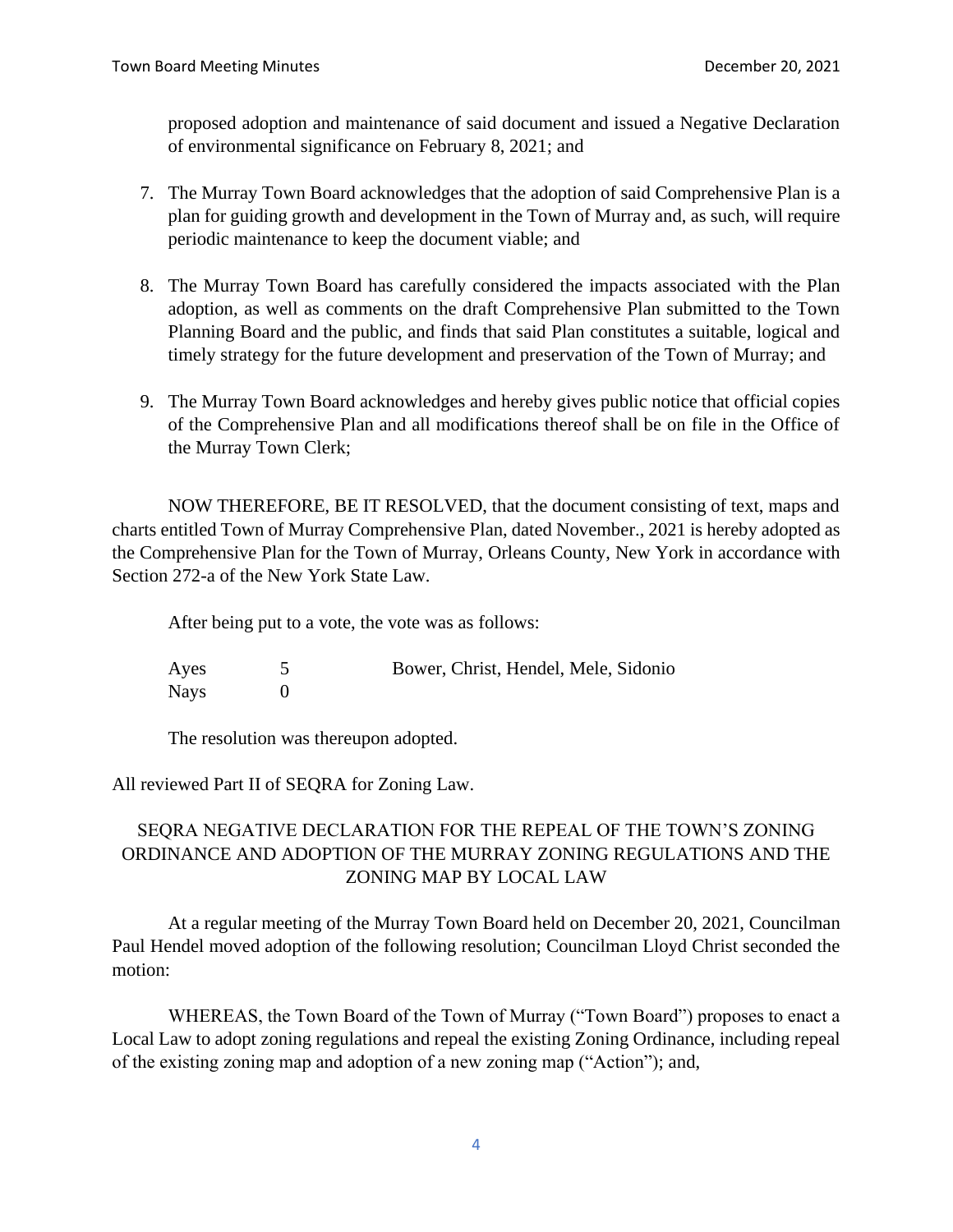proposed adoption and maintenance of said document and issued a Negative Declaration of environmental significance on February 8, 2021; and

7. The Murray Town Board acknowledges that the adoption of said Comprehensive Plan is a plan for guiding growth and development in the Town of Murray and, as such, will require periodic maintenance to keep the document viable; and

8. The Murray Town Board has carefully considered the impacts associated with the Plan adoption, as well as comments on the draft Comprehensive Plan submitted to the Town Planning Board and the public, and finds that said Plan constitutes a suitable, logical and timely strategy for the future development and preservation of the Town of Murray; and

9. The Murray Town Board acknowledges and hereby gives public notice that official copies of the Comprehensive Plan and all modifications thereof shall be on file in the Office of the Murray Town Clerk;

NOW THEREFORE, BE IT RESOLVED, that the document consisting of text, maps and charts entitled Town of Murray Comprehensive Plan, dated November., 2021 is hereby adopted as the Comprehensive Plan for the Town of Murray, Orleans County, New York in accordance with Section 272-a of the New York State Law.

After being put to a vote, the vote was as follows:

| | | |
|---|---|---|
| Ayes | 5 | Bower, Christ, Hendel, Mele, Sidonio |
| Nays | 0 | |

The resolution was thereupon adopted.

All reviewed Part II of SEQRA for Zoning Law.

SEQRA NEGATIVE DECLARATION FOR THE REPEAL OF THE TOWN'S ZONING ORDINANCE AND ADOPTION OF THE MURRAY ZONING REGULATIONS AND THE ZONING MAP BY LOCAL LAW

At a regular meeting of the Murray Town Board held on December 20, 2021, Councilman Paul Hendel moved adoption of the following resolution; Councilman Lloyd Christ seconded the motion:

WHEREAS, the Town Board of the Town of Murray ("Town Board") proposes to enact a Local Law to adopt zoning regulations and repeal the existing Zoning Ordinance, including repeal of the existing zoning map and adoption of a new zoning map ("Action"); and,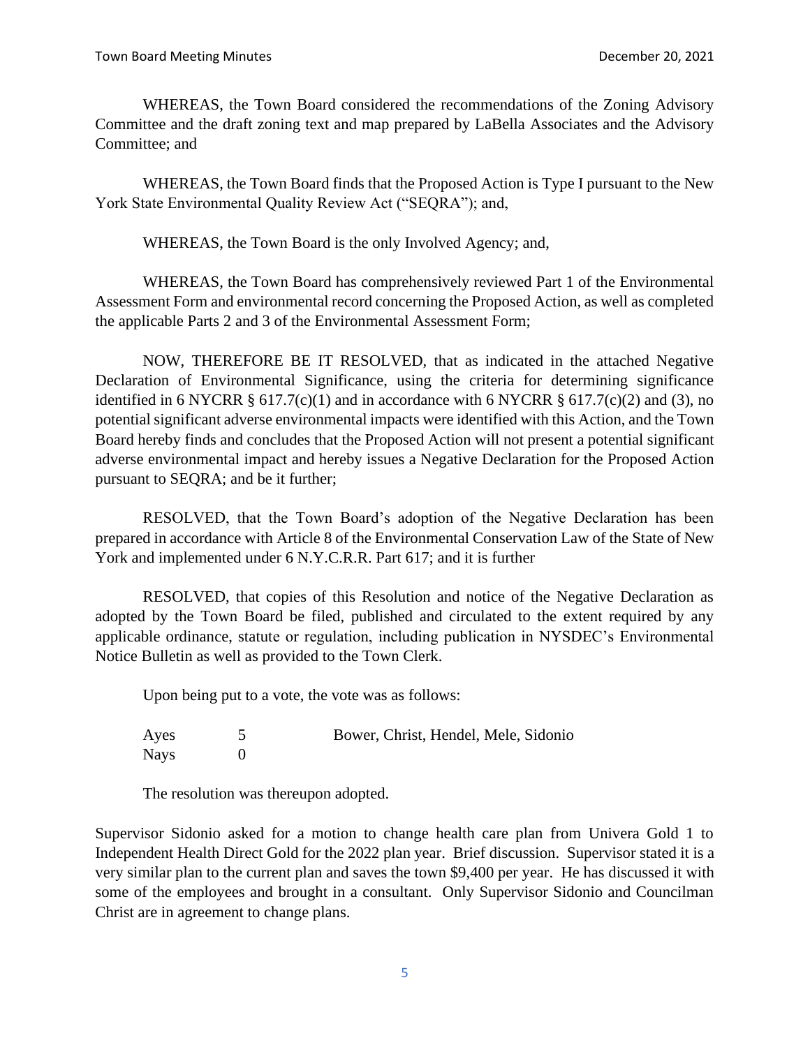WHEREAS, the Town Board considered the recommendations of the Zoning Advisory Committee and the draft zoning text and map prepared by LaBella Associates and the Advisory Committee; and

WHEREAS, the Town Board finds that the Proposed Action is Type I pursuant to the New York State Environmental Quality Review Act ("SEQRA"); and,

WHEREAS, the Town Board is the only Involved Agency; and,

WHEREAS, the Town Board has comprehensively reviewed Part 1 of the Environmental Assessment Form and environmental record concerning the Proposed Action, as well as completed the applicable Parts 2 and 3 of the Environmental Assessment Form;

NOW, THEREFORE BE IT RESOLVED, that as indicated in the attached Negative Declaration of Environmental Significance, using the criteria for determining significance identified in 6 NYCRR § 617.7(c)(1) and in accordance with 6 NYCRR § 617.7(c)(2) and (3), no potential significant adverse environmental impacts were identified with this Action, and the Town Board hereby finds and concludes that the Proposed Action will not present a potential significant adverse environmental impact and hereby issues a Negative Declaration for the Proposed Action pursuant to SEQRA; and be it further;

RESOLVED, that the Town Board's adoption of the Negative Declaration has been prepared in accordance with Article 8 of the Environmental Conservation Law of the State of New York and implemented under 6 N.Y.C.R.R. Part 617; and it is further

RESOLVED, that copies of this Resolution and notice of the Negative Declaration as adopted by the Town Board be filed, published and circulated to the extent required by any applicable ordinance, statute or regulation, including publication in NYSDEC's Environmental Notice Bulletin as well as provided to the Town Clerk.

Upon being put to a vote, the vote was as follows:

| | | |
|---|---|---|
| Ayes | 5 | Bower, Christ, Hendel, Mele, Sidonio |
| Nays | 0 | |

The resolution was thereupon adopted.

Supervisor Sidonio asked for a motion to change health care plan from Univera Gold 1 to Independent Health Direct Gold for the 2022 plan year. Brief discussion. Supervisor stated it is a very similar plan to the current plan and saves the town $9,400 per year. He has discussed it with some of the employees and brought in a consultant. Only Supervisor Sidonio and Councilman Christ are in agreement to change plans.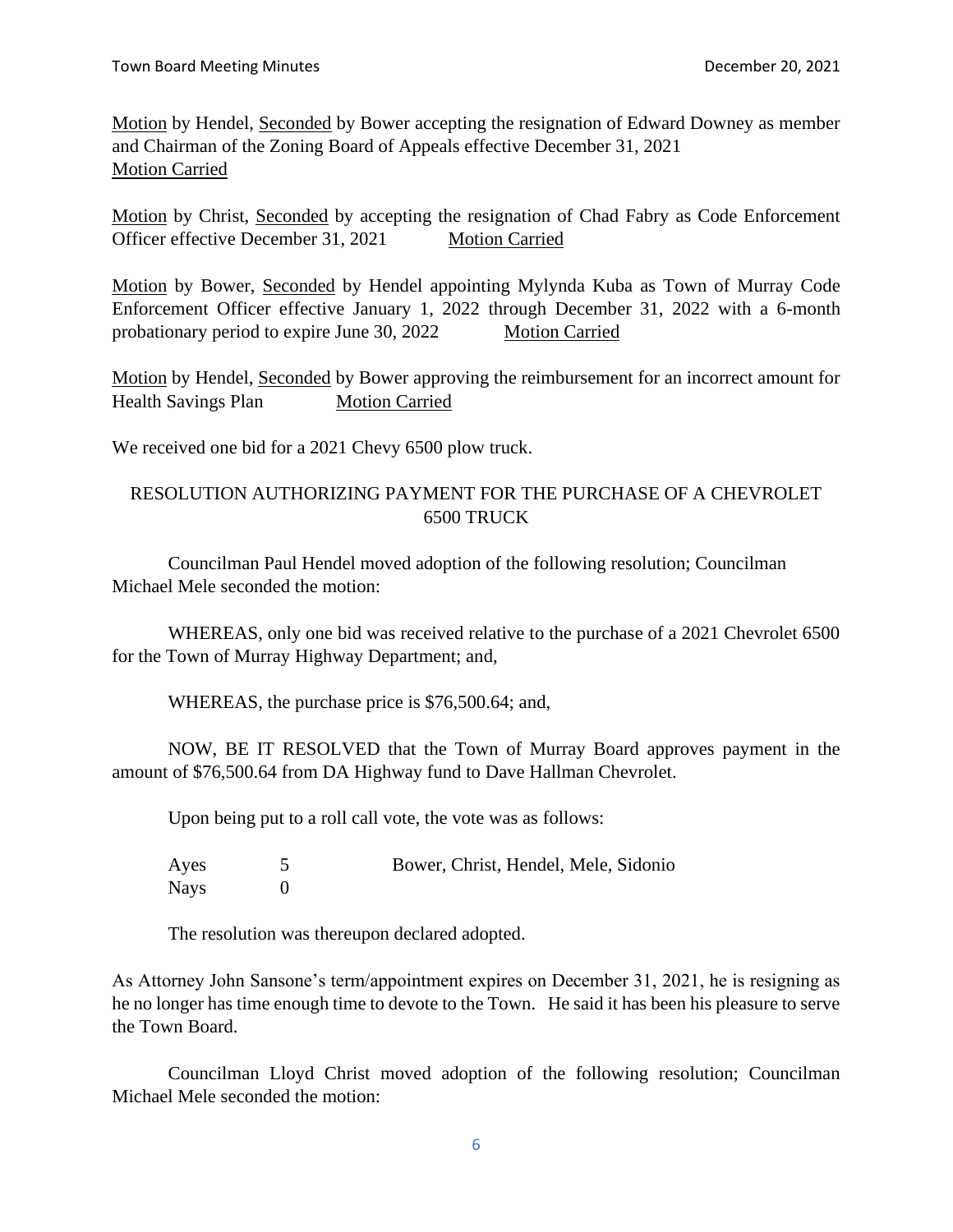Motion by Hendel, Seconded by Bower accepting the resignation of Edward Downey as member and Chairman of the Zoning Board of Appeals effective December 31, 2021
Motion Carried

Motion by Christ, Seconded by accepting the resignation of Chad Fabry as Code Enforcement Officer effective December 31, 2021 Motion Carried

Motion by Bower, Seconded by Hendel appointing Mylynda Kuba as Town of Murray Code Enforcement Officer effective January 1, 2022 through December 31, 2022 with a 6-month probationary period to expire June 30, 2022 Motion Carried

Motion by Hendel, Seconded by Bower approving the reimbursement for an incorrect amount for Health Savings Plan Motion Carried

We received one bid for a 2021 Chevy 6500 plow truck.

RESOLUTION AUTHORIZING PAYMENT FOR THE PURCHASE OF A CHEVROLET 6500 TRUCK

Councilman Paul Hendel moved adoption of the following resolution; Councilman Michael Mele seconded the motion:

WHEREAS, only one bid was received relative to the purchase of a 2021 Chevrolet 6500 for the Town of Murray Highway Department; and,

WHEREAS, the purchase price is $76,500.64; and,

NOW, BE IT RESOLVED that the Town of Murray Board approves payment in the amount of $76,500.64 from DA Highway fund to Dave Hallman Chevrolet.

Upon being put to a roll call vote, the vote was as follows:

| | | |
|---|---|---|
| Ayes | 5 | Bower, Christ, Hendel, Mele, Sidonio |
| Nays | 0 | |

The resolution was thereupon declared adopted.

As Attorney John Sansone's term/appointment expires on December 31, 2021, he is resigning as he no longer has time enough time to devote to the Town. He said it has been his pleasure to serve the Town Board.

Councilman Lloyd Christ moved adoption of the following resolution; Councilman Michael Mele seconded the motion: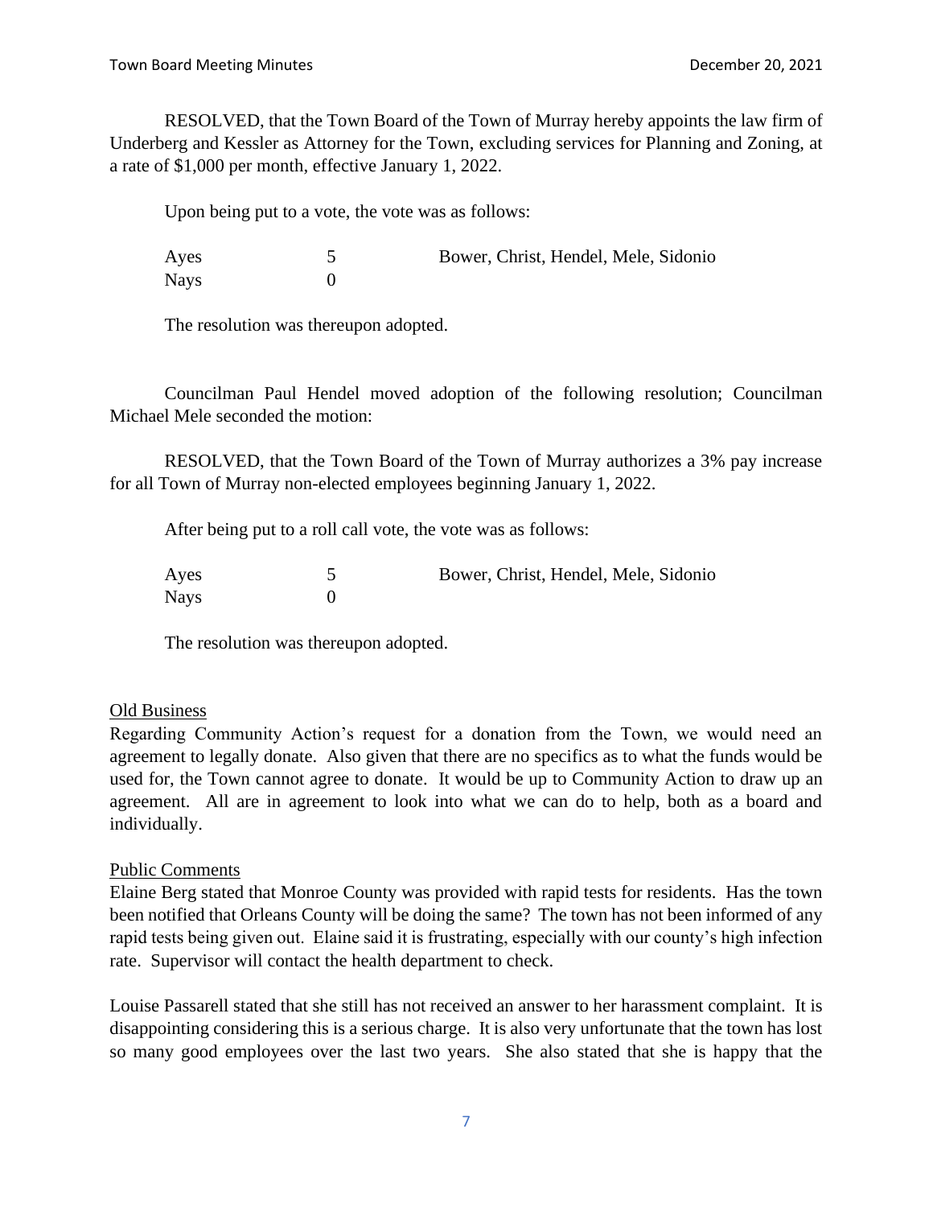RESOLVED, that the Town Board of the Town of Murray hereby appoints the law firm of Underberg and Kessler as Attorney for the Town, excluding services for Planning and Zoning, at a rate of $1,000 per month, effective January 1, 2022.

Upon being put to a vote, the vote was as follows:

| | | |
|---|---|---|
| Ayes | 5 | Bower, Christ, Hendel, Mele, Sidonio |
| Nays | 0 | |

The resolution was thereupon adopted.

Councilman Paul Hendel moved adoption of the following resolution; Councilman Michael Mele seconded the motion:

RESOLVED, that the Town Board of the Town of Murray authorizes a 3% pay increase for all Town of Murray non-elected employees beginning January 1, 2022.

After being put to a roll call vote, the vote was as follows:

| | | |
|---|---|---|
| Ayes | 5 | Bower, Christ, Hendel, Mele, Sidonio |
| Nays | 0 | |

The resolution was thereupon adopted.

## Old Business

Regarding Community Action's request for a donation from the Town, we would need an agreement to legally donate. Also given that there are no specifics as to what the funds would be used for, the Town cannot agree to donate. It would be up to Community Action to draw up an agreement. All are in agreement to look into what we can do to help, both as a board and individually.

## Public Comments

Elaine Berg stated that Monroe County was provided with rapid tests for residents. Has the town been notified that Orleans County will be doing the same? The town has not been informed of any rapid tests being given out. Elaine said it is frustrating, especially with our county's high infection rate. Supervisor will contact the health department to check.

Louise Passarell stated that she still has not received an answer to her harassment complaint. It is disappointing considering this is a serious charge. It is also very unfortunate that the town has lost so many good employees over the last two years. She also stated that she is happy that the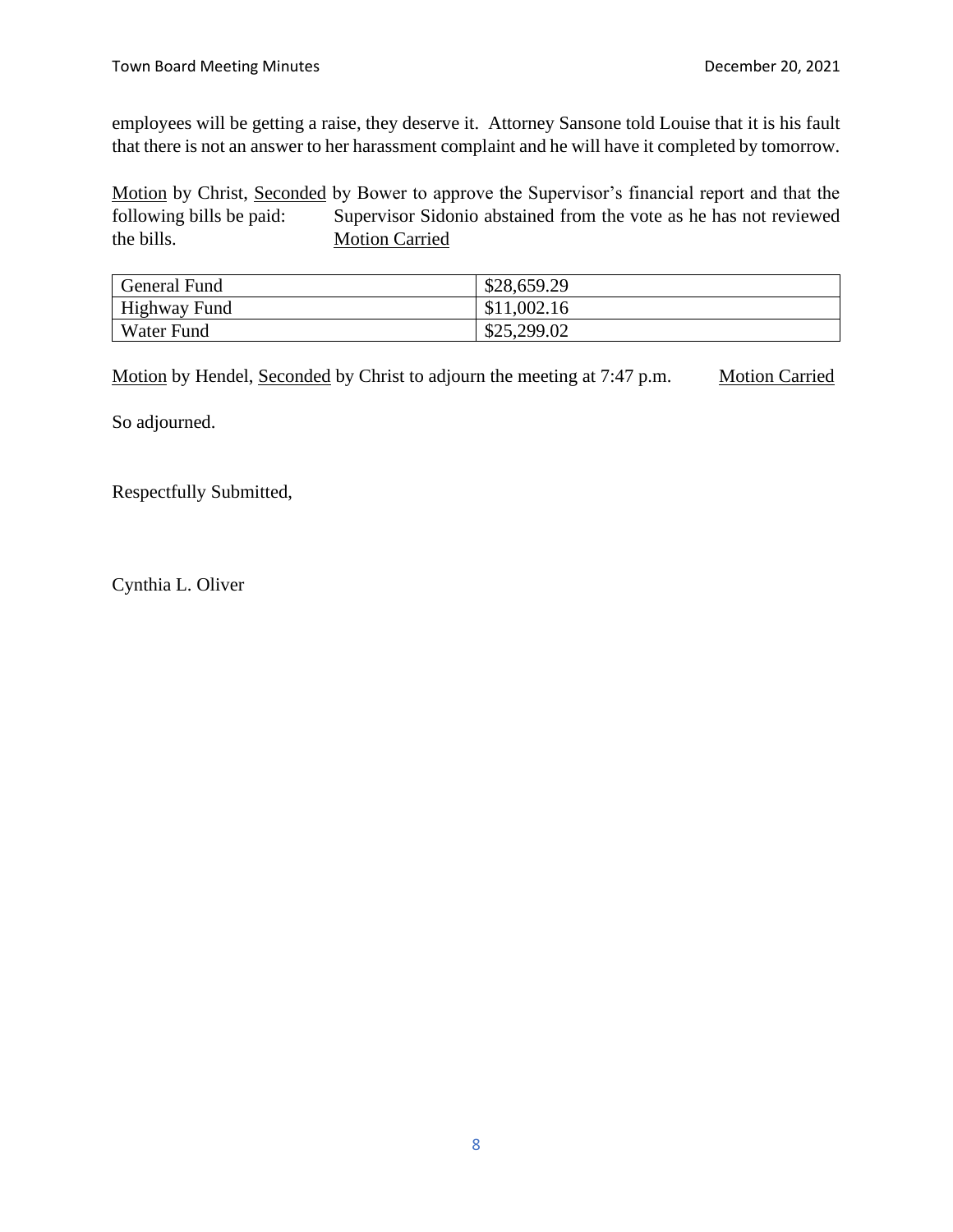employees will be getting a raise, they deserve it. Attorney Sansone told Louise that it is his fault that there is not an answer to her harassment complaint and he will have it completed by tomorrow.

Motion by Christ, Seconded by Bower to approve the Supervisor's financial report and that the following bills be paid: Supervisor Sidonio abstained from the vote as he has not reviewed the bills. Motion Carried

| | |
|---|---|
| General Fund | \$28,659.29 |
| Highway Fund | \$11,002.16 |
| Water Fund | \$25,299.02 |

Motion by Hendel, Seconded by Christ to adjourn the meeting at 7:47 p.m. Motion Carried

So adjourned.

Respectfully Submitted,

Cynthia L. Oliver